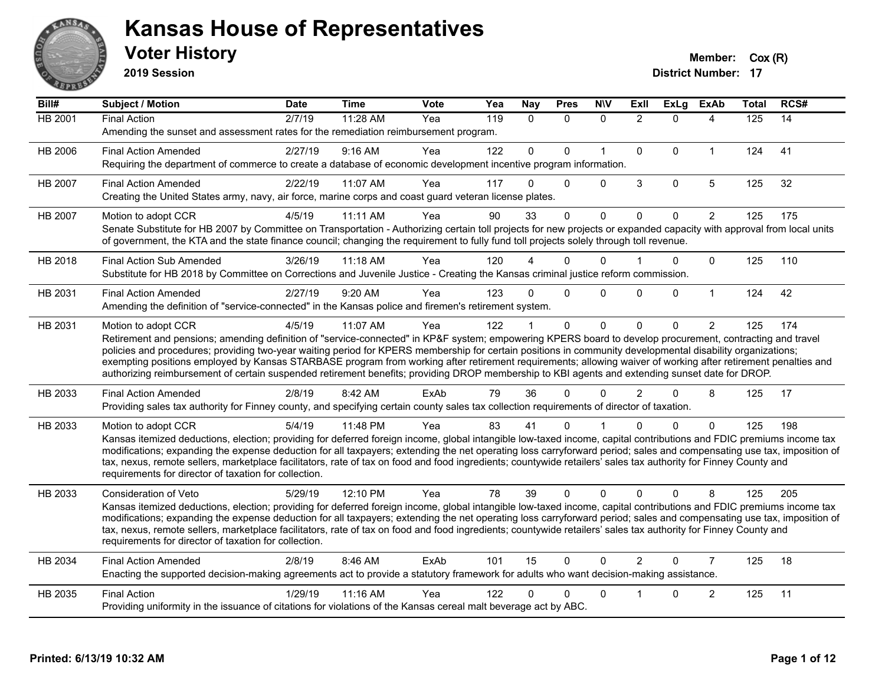# Kansas House of Representatives

## Voter History

**2019 Session**

**Member:** Cox (R)
**District Number:** 17

| Bill# | Subject / Motion | Date | Time | Vote | Yea | Nay | Pres | N\V | ExII | ExLg | ExAb | Total | RCS# |
|---|---|---|---|---|---|---|---|---|---|---|---|---|---|
| HB 2001 | Final Action | 2/7/19 | 11:28 AM | Yea | 119 | 0 | 0 | 0 | 2 | 0 | 4 | 125 | 14 |
| | Amending the sunset and assessment rates for the remediation reimbursement program. | | | | | | | | | | | | |
| HB 2006 | Final Action Amended | 2/27/19 | 9:16 AM | Yea | 122 | 0 | 0 | 1 | 0 | 0 | 1 | 124 | 41 |
| | Requiring the department of commerce to create a database of economic development incentive program information. | | | | | | | | | | | | |
| HB 2007 | Final Action Amended | 2/22/19 | 11:07 AM | Yea | 117 | 0 | 0 | 0 | 3 | 0 | 5 | 125 | 32 |
| | Creating the United States army, navy, air force, marine corps and coast guard veteran license plates. | | | | | | | | | | | | |
| HB 2007 | Motion to adopt CCR | 4/5/19 | 11:11 AM | Yea | 90 | 33 | 0 | 0 | 0 | 0 | 2 | 125 | 175 |
| | Senate Substitute for HB 2007 by Committee on Transportation - Authorizing certain toll projects for new projects or expanded capacity with approval from local units of government, the KTA and the state finance council; changing the requirement to fully fund toll projects solely through toll revenue. | | | | | | | | | | | | |
| HB 2018 | Final Action Sub Amended | 3/26/19 | 11:18 AM | Yea | 120 | 4 | 0 | 0 | 1 | 0 | 0 | 125 | 110 |
| | Substitute for HB 2018 by Committee on Corrections and Juvenile Justice - Creating the Kansas criminal justice reform commission. | | | | | | | | | | | | |
| HB 2031 | Final Action Amended | 2/27/19 | 9:20 AM | Yea | 123 | 0 | 0 | 0 | 0 | 0 | 1 | 124 | 42 |
| | Amending the definition of "service-connected" in the Kansas police and firemen's retirement system. | | | | | | | | | | | | |
| HB 2031 | Motion to adopt CCR | 4/5/19 | 11:07 AM | Yea | 122 | 1 | 0 | 0 | 0 | 0 | 2 | 125 | 174 |
| | Retirement and pensions; amending definition of "service-connected" in KP&F system; empowering KPERS board to develop procurement, contracting and travel policies and procedures; providing two-year waiting period for KPERS membership for certain positions in community developmental disability organizations; exempting positions employed by Kansas STARBASE program from working after retirement requirements; allowing waiver of working after retirement penalties and authorizing reimbursement of certain suspended retirement benefits; providing DROP membership to KBI agents and extending sunset date for DROP. | | | | | | | | | | | | |
| HB 2033 | Final Action Amended | 2/8/19 | 8:42 AM | ExAb | 79 | 36 | 0 | 0 | 2 | 0 | 8 | 125 | 17 |
| | Providing sales tax authority for Finney county, and specifying certain county sales tax collection requirements of director of taxation. | | | | | | | | | | | | |
| HB 2033 | Motion to adopt CCR | 5/4/19 | 11:48 PM | Yea | 83 | 41 | 0 | 1 | 0 | 0 | 0 | 125 | 198 |
| | Kansas itemized deductions, election; providing for deferred foreign income, global intangible low-taxed income, capital contributions and FDIC premiums income tax modifications; expanding the expense deduction for all taxpayers; extending the net operating loss carryforward period; sales and compensating use tax, imposition of tax, nexus, remote sellers, marketplace facilitators, rate of tax on food and food ingredients; countywide retailers' sales tax authority for Finney County and requirements for director of taxation for collection. | | | | | | | | | | | | |
| HB 2033 | Consideration of Veto | 5/29/19 | 12:10 PM | Yea | 78 | 39 | 0 | 0 | 0 | 0 | 8 | 125 | 205 |
| | Kansas itemized deductions, election; providing for deferred foreign income, global intangible low-taxed income, capital contributions and FDIC premiums income tax modifications; expanding the expense deduction for all taxpayers; extending the net operating loss carryforward period; sales and compensating use tax, imposition of tax, nexus, remote sellers, marketplace facilitators, rate of tax on food and food ingredients; countywide retailers' sales tax authority for Finney County and requirements for director of taxation for collection. | | | | | | | | | | | | |
| HB 2034 | Final Action Amended | 2/8/19 | 8:46 AM | ExAb | 101 | 15 | 0 | 0 | 2 | 0 | 7 | 125 | 18 |
| | Enacting the supported decision-making agreements act to provide a statutory framework for adults who want decision-making assistance. | | | | | | | | | | | | |
| HB 2035 | Final Action | 1/29/19 | 11:16 AM | Yea | 122 | 0 | 0 | 0 | 1 | 0 | 2 | 125 | 11 |
| | Providing uniformity in the issuance of citations for violations of the Kansas cereal malt beverage act by ABC. | | | | | | | | | | | | |

Printed: 6/13/19 10:32 AM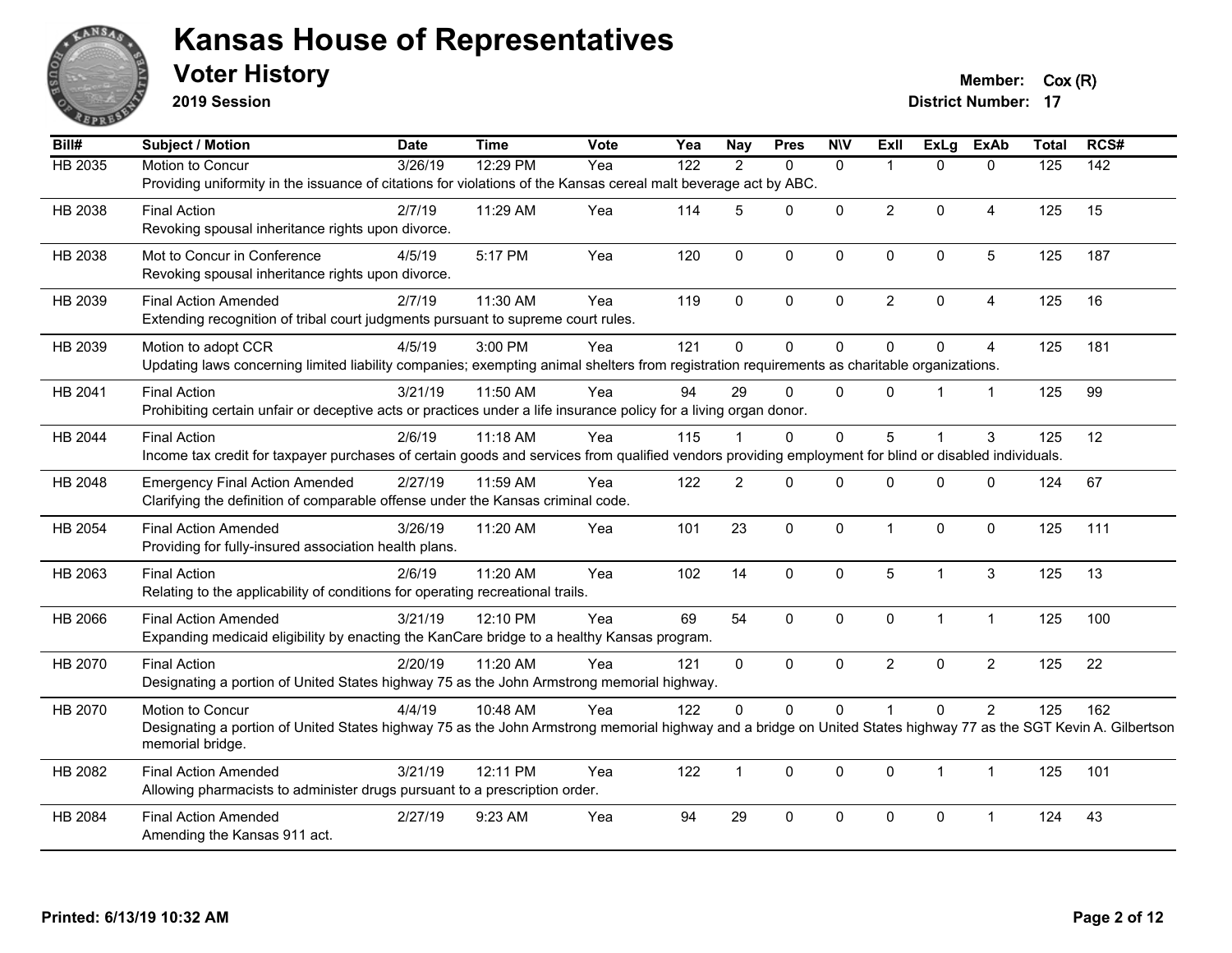# Kansas House of Representatives

## Voter History

**2019 Session**

**Member:** Cox (R)
**District Number:** 17

| Bill# | Subject / Motion | Date | Time | Vote | Yea | Nay | Pres | N\V | ExII | ExLg | ExAb | Total | RCS# |
|---|---|---|---|---|---|---|---|---|---|---|---|---|---|
| HB 2035 | Motion to Concur | 3/26/19 | 12:29 PM | Yea | 122 | 2 | 0 | 0 | 1 | 0 | 0 | 125 | 142 |
| | Providing uniformity in the issuance of citations for violations of the Kansas cereal malt beverage act by ABC. | | | | | | | | | | | | |
| HB 2038 | Final Action | 2/7/19 | 11:29 AM | Yea | 114 | 5 | 0 | 0 | 2 | 0 | 4 | 125 | 15 |
| | Revoking spousal inheritance rights upon divorce. | | | | | | | | | | | | |
| HB 2038 | Mot to Concur in Conference | 4/5/19 | 5:17 PM | Yea | 120 | 0 | 0 | 0 | 0 | 0 | 5 | 125 | 187 |
| | Revoking spousal inheritance rights upon divorce. | | | | | | | | | | | | |
| HB 2039 | Final Action Amended | 2/7/19 | 11:30 AM | Yea | 119 | 0 | 0 | 0 | 2 | 0 | 4 | 125 | 16 |
| | Extending recognition of tribal court judgments pursuant to supreme court rules. | | | | | | | | | | | | |
| HB 2039 | Motion to adopt CCR | 4/5/19 | 3:00 PM | Yea | 121 | 0 | 0 | 0 | 0 | 0 | 4 | 125 | 181 |
| | Updating laws concerning limited liability companies; exempting animal shelters from registration requirements as charitable organizations. | | | | | | | | | | | | |
| HB 2041 | Final Action | 3/21/19 | 11:50 AM | Yea | 94 | 29 | 0 | 0 | 0 | 1 | 1 | 125 | 99 |
| | Prohibiting certain unfair or deceptive acts or practices under a life insurance policy for a living organ donor. | | | | | | | | | | | | |
| HB 2044 | Final Action | 2/6/19 | 11:18 AM | Yea | 115 | 1 | 0 | 0 | 5 | 1 | 3 | 125 | 12 |
| | Income tax credit for taxpayer purchases of certain goods and services from qualified vendors providing employment for blind or disabled individuals. | | | | | | | | | | | | |
| HB 2048 | Emergency Final Action Amended | 2/27/19 | 11:59 AM | Yea | 122 | 2 | 0 | 0 | 0 | 0 | 0 | 124 | 67 |
| | Clarifying the definition of comparable offense under the Kansas criminal code. | | | | | | | | | | | | |
| HB 2054 | Final Action Amended | 3/26/19 | 11:20 AM | Yea | 101 | 23 | 0 | 0 | 1 | 0 | 0 | 125 | 111 |
| | Providing for fully-insured association health plans. | | | | | | | | | | | | |
| HB 2063 | Final Action | 2/6/19 | 11:20 AM | Yea | 102 | 14 | 0 | 0 | 5 | 1 | 3 | 125 | 13 |
| | Relating to the applicability of conditions for operating recreational trails. | | | | | | | | | | | | |
| HB 2066 | Final Action Amended | 3/21/19 | 12:10 PM | Yea | 69 | 54 | 0 | 0 | 0 | 1 | 1 | 125 | 100 |
| | Expanding medicaid eligibility by enacting the KanCare bridge to a healthy Kansas program. | | | | | | | | | | | | |
| HB 2070 | Final Action | 2/20/19 | 11:20 AM | Yea | 121 | 0 | 0 | 0 | 2 | 0 | 2 | 125 | 22 |
| | Designating a portion of United States highway 75 as the John Armstrong memorial highway. | | | | | | | | | | | | |
| HB 2070 | Motion to Concur | 4/4/19 | 10:48 AM | Yea | 122 | 0 | 0 | 0 | 1 | 0 | 2 | 125 | 162 |
| | Designating a portion of United States highway 75 as the John Armstrong memorial highway and a bridge on United States highway 77 as the SGT Kevin A. Gilbertson memorial bridge. | | | | | | | | | | | | |
| HB 2082 | Final Action Amended | 3/21/19 | 12:11 PM | Yea | 122 | 1 | 0 | 0 | 0 | 1 | 1 | 125 | 101 |
| | Allowing pharmacists to administer drugs pursuant to a prescription order. | | | | | | | | | | | | |
| HB 2084 | Final Action Amended | 2/27/19 | 9:23 AM | Yea | 94 | 29 | 0 | 0 | 0 | 0 | 1 | 124 | 43 |
| | Amending the Kansas 911 act. | | | | | | | | | | | | |

**Printed: 6/13/19 10:32 AM**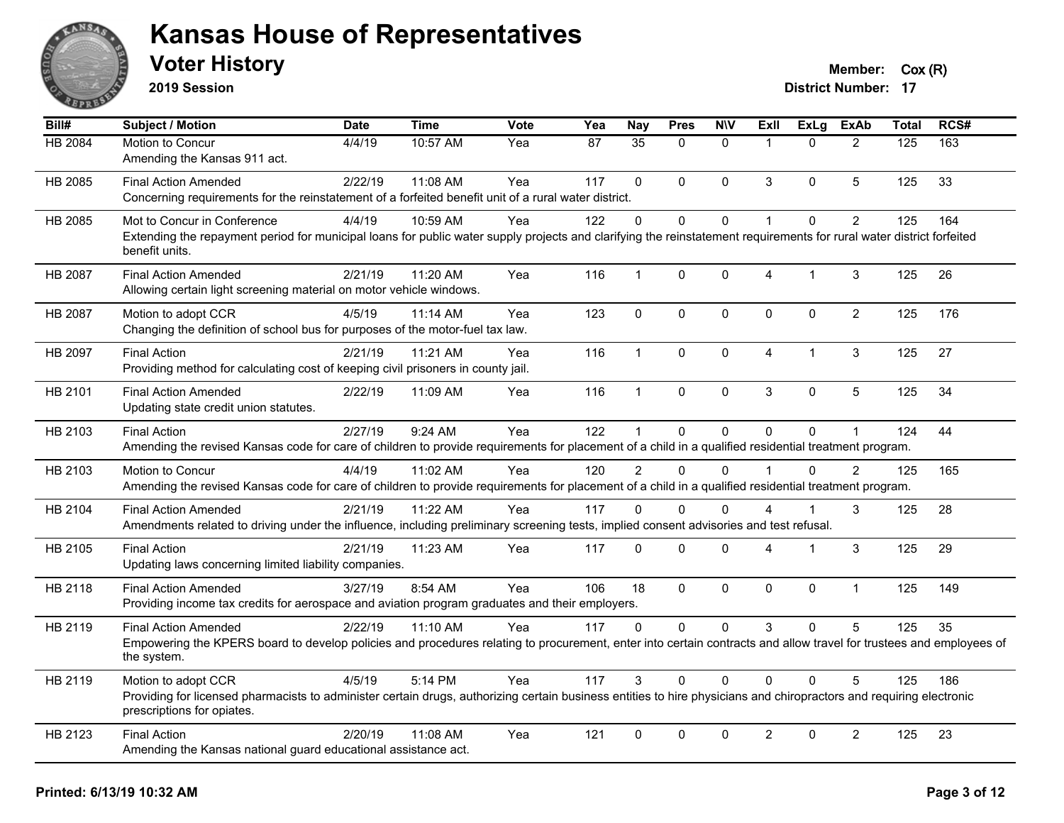# Kansas House of Representatives

## Voter History

**2019 Session**

**Member:** Cox (R)

**District Number:** 17

| Bill# | Subject / Motion | Date | Time | Vote | Yea | Nay | Pres | N\V | ExII | ExLg | ExAb | Total | RCS# |
|---|---|---|---|---|---|---|---|---|---|---|---|---|---|
| HB 2084 | Motion to Concur<br>Amending the Kansas 911 act. | 4/4/19 | 10:57 AM | Yea | 87 | 35 | 0 | 0 | 1 | 0 | 2 | 125 | 163 |
| HB 2085 | Final Action Amended<br>Concerning requirements for the reinstatement of a forfeited benefit unit of a rural water district. | 2/22/19 | 11:08 AM | Yea | 117 | 0 | 0 | 0 | 3 | 0 | 5 | 125 | 33 |
| HB 2085 | Mot to Concur in Conference<br>Extending the repayment period for municipal loans for public water supply projects and clarifying the reinstatement requirements for rural water district forfeited benefit units. | 4/4/19 | 10:59 AM | Yea | 122 | 0 | 0 | 0 | 1 | 0 | 2 | 125 | 164 |
| HB 2087 | Final Action Amended<br>Allowing certain light screening material on motor vehicle windows. | 2/21/19 | 11:20 AM | Yea | 116 | 1 | 0 | 0 | 4 | 1 | 3 | 125 | 26 |
| HB 2087 | Motion to adopt CCR<br>Changing the definition of school bus for purposes of the motor-fuel tax law. | 4/5/19 | 11:14 AM | Yea | 123 | 0 | 0 | 0 | 0 | 0 | 2 | 125 | 176 |
| HB 2097 | Final Action<br>Providing method for calculating cost of keeping civil prisoners in county jail. | 2/21/19 | 11:21 AM | Yea | 116 | 1 | 0 | 0 | 4 | 1 | 3 | 125 | 27 |
| HB 2101 | Final Action Amended<br>Updating state credit union statutes. | 2/22/19 | 11:09 AM | Yea | 116 | 1 | 0 | 0 | 3 | 0 | 5 | 125 | 34 |
| HB 2103 | Final Action<br>Amending the revised Kansas code for care of children to provide requirements for placement of a child in a qualified residential treatment program. | 2/27/19 | 9:24 AM | Yea | 122 | 1 | 0 | 0 | 0 | 0 | 1 | 124 | 44 |
| HB 2103 | Motion to Concur<br>Amending the revised Kansas code for care of children to provide requirements for placement of a child in a qualified residential treatment program. | 4/4/19 | 11:02 AM | Yea | 120 | 2 | 0 | 0 | 1 | 0 | 2 | 125 | 165 |
| HB 2104 | Final Action Amended<br>Amendments related to driving under the influence, including preliminary screening tests, implied consent advisories and test refusal. | 2/21/19 | 11:22 AM | Yea | 117 | 0 | 0 | 0 | 4 | 1 | 3 | 125 | 28 |
| HB 2105 | Final Action<br>Updating laws concerning limited liability companies. | 2/21/19 | 11:23 AM | Yea | 117 | 0 | 0 | 0 | 4 | 1 | 3 | 125 | 29 |
| HB 2118 | Final Action Amended<br>Providing income tax credits for aerospace and aviation program graduates and their employers. | 3/27/19 | 8:54 AM | Yea | 106 | 18 | 0 | 0 | 0 | 0 | 1 | 125 | 149 |
| HB 2119 | Final Action Amended<br>Empowering the KPERS board to develop policies and procedures relating to procurement, enter into certain contracts and allow travel for trustees and employees of the system. | 2/22/19 | 11:10 AM | Yea | 117 | 0 | 0 | 0 | 3 | 0 | 5 | 125 | 35 |
| HB 2119 | Motion to adopt CCR<br>Providing for licensed pharmacists to administer certain drugs, authorizing certain business entities to hire physicians and chiropractors and requiring electronic prescriptions for opiates. | 4/5/19 | 5:14 PM | Yea | 117 | 3 | 0 | 0 | 0 | 0 | 5 | 125 | 186 |
| HB 2123 | Final Action<br>Amending the Kansas national guard educational assistance act. | 2/20/19 | 11:08 AM | Yea | 121 | 0 | 0 | 0 | 2 | 0 | 2 | 125 | 23 |

**Printed: 6/13/19 10:32 AM**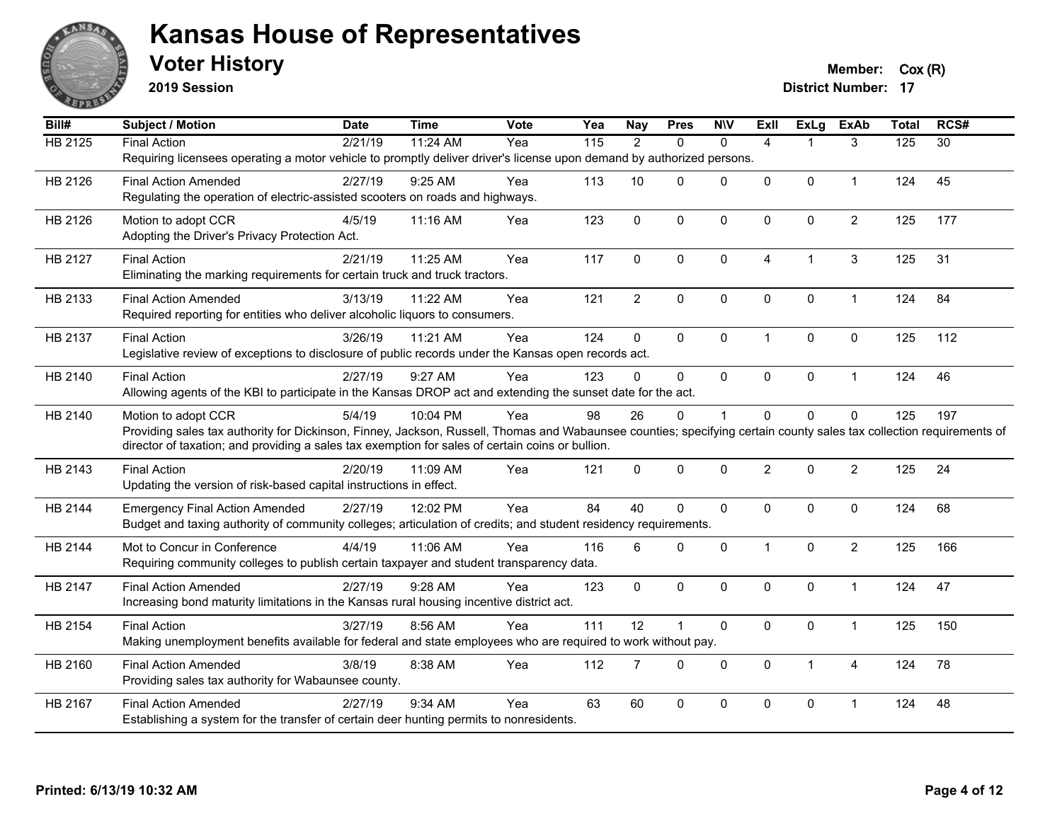# Kansas House of Representatives

## Voter History

**2019 Session**

**Member:** Cox (R)
**District Number:** 17

| Bill# | Subject / Motion | Date | Time | Vote | Yea | Nay | Pres | N\V | ExII | ExLg | ExAb | Total | RCS# |
|---|---|---|---|---|---|---|---|---|---|---|---|---|---|
| HB 2125 | Final Action | 2/21/19 | 11:24 AM | Yea | 115 | 2 | 0 | 0 | 4 | 1 | 3 | 125 | 30 |
| | Requiring licensees operating a motor vehicle to promptly deliver driver's license upon demand by authorized persons. | | | | | | | | | | | | |
| HB 2126 | Final Action Amended | 2/27/19 | 9:25 AM | Yea | 113 | 10 | 0 | 0 | 0 | 0 | 1 | 124 | 45 |
| | Regulating the operation of electric-assisted scooters on roads and highways. | | | | | | | | | | | | |
| HB 2126 | Motion to adopt CCR | 4/5/19 | 11:16 AM | Yea | 123 | 0 | 0 | 0 | 0 | 0 | 2 | 125 | 177 |
| | Adopting the Driver's Privacy Protection Act. | | | | | | | | | | | | |
| HB 2127 | Final Action | 2/21/19 | 11:25 AM | Yea | 117 | 0 | 0 | 0 | 4 | 1 | 3 | 125 | 31 |
| | Eliminating the marking requirements for certain truck and truck tractors. | | | | | | | | | | | | |
| HB 2133 | Final Action Amended | 3/13/19 | 11:22 AM | Yea | 121 | 2 | 0 | 0 | 0 | 0 | 1 | 124 | 84 |
| | Required reporting for entities who deliver alcoholic liquors to consumers. | | | | | | | | | | | | |
| HB 2137 | Final Action | 3/26/19 | 11:21 AM | Yea | 124 | 0 | 0 | 0 | 1 | 0 | 0 | 125 | 112 |
| | Legislative review of exceptions to disclosure of public records under the Kansas open records act. | | | | | | | | | | | | |
| HB 2140 | Final Action | 2/27/19 | 9:27 AM | Yea | 123 | 0 | 0 | 0 | 0 | 0 | 1 | 124 | 46 |
| | Allowing agents of the KBI to participate in the Kansas DROP act and extending the sunset date for the act. | | | | | | | | | | | | |
| HB 2140 | Motion to adopt CCR | 5/4/19 | 10:04 PM | Yea | 98 | 26 | 0 | 1 | 0 | 0 | 0 | 125 | 197 |
| | Providing sales tax authority for Dickinson, Finney, Jackson, Russell, Thomas and Wabaunsee counties; specifying certain county sales tax collection requirements of director of taxation; and providing a sales tax exemption for sales of certain coins or bullion. | | | | | | | | | | | | |
| HB 2143 | Final Action | 2/20/19 | 11:09 AM | Yea | 121 | 0 | 0 | 0 | 2 | 0 | 2 | 125 | 24 |
| | Updating the version of risk-based capital instructions in effect. | | | | | | | | | | | | |
| HB 2144 | Emergency Final Action Amended | 2/27/19 | 12:02 PM | Yea | 84 | 40 | 0 | 0 | 0 | 0 | 0 | 124 | 68 |
| | Budget and taxing authority of community colleges; articulation of credits; and student residency requirements. | | | | | | | | | | | | |
| HB 2144 | Mot to Concur in Conference | 4/4/19 | 11:06 AM | Yea | 116 | 6 | 0 | 0 | 1 | 0 | 2 | 125 | 166 |
| | Requiring community colleges to publish certain taxpayer and student transparency data. | | | | | | | | | | | | |
| HB 2147 | Final Action Amended | 2/27/19 | 9:28 AM | Yea | 123 | 0 | 0 | 0 | 0 | 0 | 1 | 124 | 47 |
| | Increasing bond maturity limitations in the Kansas rural housing incentive district act. | | | | | | | | | | | | |
| HB 2154 | Final Action | 3/27/19 | 8:56 AM | Yea | 111 | 12 | 1 | 0 | 0 | 0 | 1 | 125 | 150 |
| | Making unemployment benefits available for federal and state employees who are required to work without pay. | | | | | | | | | | | | |
| HB 2160 | Final Action Amended | 3/8/19 | 8:38 AM | Yea | 112 | 7 | 0 | 0 | 0 | 1 | 4 | 124 | 78 |
| | Providing sales tax authority for Wabaunsee county. | | | | | | | | | | | | |
| HB 2167 | Final Action Amended | 2/27/19 | 9:34 AM | Yea | 63 | 60 | 0 | 0 | 0 | 0 | 1 | 124 | 48 |
| | Establishing a system for the transfer of certain deer hunting permits to nonresidents. | | | | | | | | | | | | |

Printed: 6/13/19 10:32 AM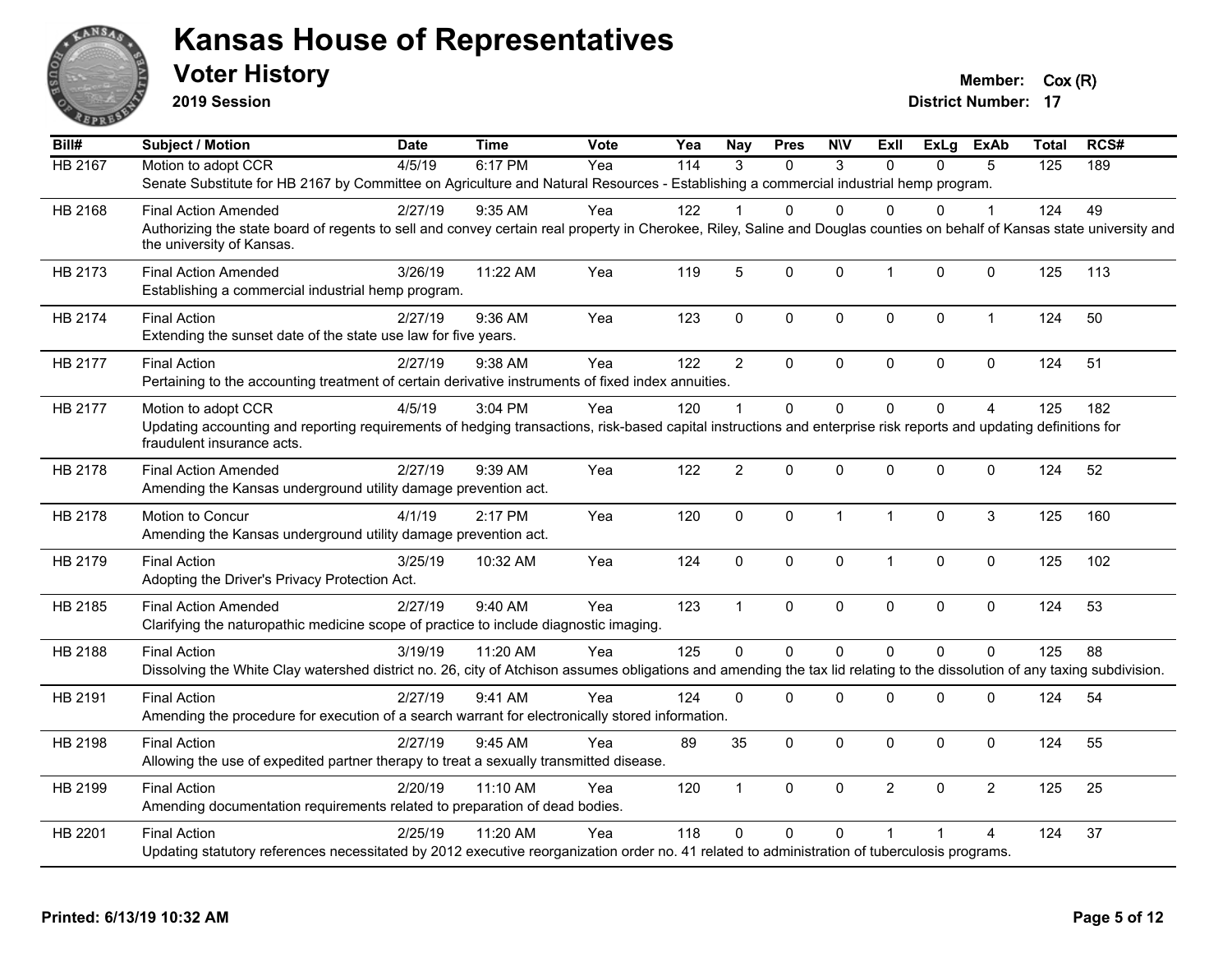# Kansas House of Representatives

## Voter History

**2019 Session**

**Member:** Cox (R)
**District Number:** 17

| Bill# | Subject / Motion | Date | Time | Vote | Yea | Nay | Pres | N\V | ExIl | ExLg | ExAb | Total | RCS# |
|---|---|---|---|---|---|---|---|---|---|---|---|---|---|
| HB 2167 | Motion to adopt CCR | 4/5/19 | 6:17 PM | Yea | 114 | 3 | 0 | 3 | 0 | 0 | 5 | 125 | 189 |
| | Senate Substitute for HB 2167 by Committee on Agriculture and Natural Resources - Establishing a commercial industrial hemp program. | | | | | | | | | | | | |
| HB 2168 | Final Action Amended | 2/27/19 | 9:35 AM | Yea | 122 | 1 | 0 | 0 | 0 | 0 | 1 | 124 | 49 |
| | Authorizing the state board of regents to sell and convey certain real property in Cherokee, Riley, Saline and Douglas counties on behalf of Kansas state university and the university of Kansas. | | | | | | | | | | | | |
| HB 2173 | Final Action Amended | 3/26/19 | 11:22 AM | Yea | 119 | 5 | 0 | 0 | 1 | 0 | 0 | 125 | 113 |
| | Establishing a commercial industrial hemp program. | | | | | | | | | | | | |
| HB 2174 | Final Action | 2/27/19 | 9:36 AM | Yea | 123 | 0 | 0 | 0 | 0 | 0 | 1 | 124 | 50 |
| | Extending the sunset date of the state use law for five years. | | | | | | | | | | | | |
| HB 2177 | Final Action | 2/27/19 | 9:38 AM | Yea | 122 | 2 | 0 | 0 | 0 | 0 | 0 | 124 | 51 |
| | Pertaining to the accounting treatment of certain derivative instruments of fixed index annuities. | | | | | | | | | | | | |
| HB 2177 | Motion to adopt CCR | 4/5/19 | 3:04 PM | Yea | 120 | 1 | 0 | 0 | 0 | 0 | 4 | 125 | 182 |
| | Updating accounting and reporting requirements of hedging transactions, risk-based capital instructions and enterprise risk reports and updating definitions for fraudulent insurance acts. | | | | | | | | | | | | |
| HB 2178 | Final Action Amended | 2/27/19 | 9:39 AM | Yea | 122 | 2 | 0 | 0 | 0 | 0 | 0 | 124 | 52 |
| | Amending the Kansas underground utility damage prevention act. | | | | | | | | | | | | |
| HB 2178 | Motion to Concur | 4/1/19 | 2:17 PM | Yea | 120 | 0 | 0 | 1 | 1 | 0 | 3 | 125 | 160 |
| | Amending the Kansas underground utility damage prevention act. | | | | | | | | | | | | |
| HB 2179 | Final Action | 3/25/19 | 10:32 AM | Yea | 124 | 0 | 0 | 0 | 1 | 0 | 0 | 125 | 102 |
| | Adopting the Driver's Privacy Protection Act. | | | | | | | | | | | | |
| HB 2185 | Final Action Amended | 2/27/19 | 9:40 AM | Yea | 123 | 1 | 0 | 0 | 0 | 0 | 0 | 124 | 53 |
| | Clarifying the naturopathic medicine scope of practice to include diagnostic imaging. | | | | | | | | | | | | |
| HB 2188 | Final Action | 3/19/19 | 11:20 AM | Yea | 125 | 0 | 0 | 0 | 0 | 0 | 0 | 125 | 88 |
| | Dissolving the White Clay watershed district no. 26, city of Atchison assumes obligations and amending the tax lid relating to the dissolution of any taxing subdivision. | | | | | | | | | | | | |
| HB 2191 | Final Action | 2/27/19 | 9:41 AM | Yea | 124 | 0 | 0 | 0 | 0 | 0 | 0 | 124 | 54 |
| | Amending the procedure for execution of a search warrant for electronically stored information. | | | | | | | | | | | | |
| HB 2198 | Final Action | 2/27/19 | 9:45 AM | Yea | 89 | 35 | 0 | 0 | 0 | 0 | 0 | 124 | 55 |
| | Allowing the use of expedited partner therapy to treat a sexually transmitted disease. | | | | | | | | | | | | |
| HB 2199 | Final Action | 2/20/19 | 11:10 AM | Yea | 120 | 1 | 0 | 0 | 2 | 0 | 2 | 125 | 25 |
| | Amending documentation requirements related to preparation of dead bodies. | | | | | | | | | | | | |
| HB 2201 | Final Action | 2/25/19 | 11:20 AM | Yea | 118 | 0 | 0 | 0 | 1 | 1 | 4 | 124 | 37 |
| | Updating statutory references necessitated by 2012 executive reorganization order no. 41 related to administration of tuberculosis programs. | | | | | | | | | | | | |

**Printed: 6/13/19 10:32 AM**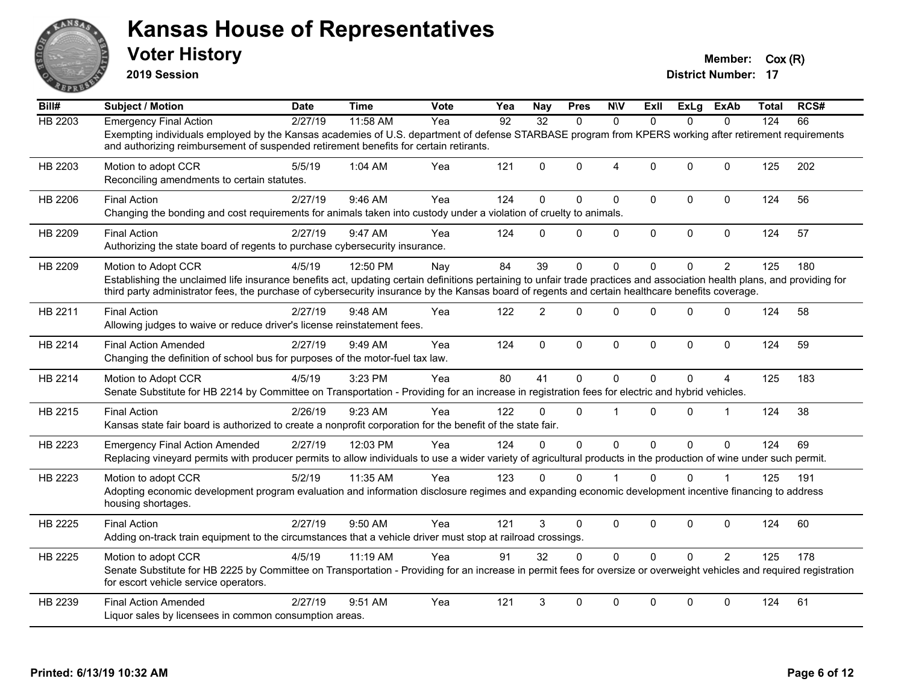# Kansas House of Representatives

## Voter History

**2019 Session**

**Member:** Cox (R)
**District Number:** 17

| Bill# | Subject / Motion | Date | Time | Vote | Yea | Nay | Pres | N\V | ExII | ExLg | ExAb | Total | RCS# |
|---|---|---|---|---|---|---|---|---|---|---|---|---|---|
| HB 2203 | Emergency Final Action | 2/27/19 | 11:58 AM | Yea | 92 | 32 | 0 | 0 | 0 | 0 | 0 | 124 | 66 |
| | Exempting individuals employed by the Kansas academies of U.S. department of defense STARBASE program from KPERS working after retirement requirements and authorizing reimbursement of suspended retirement benefits for certain retirants. | | | | | | | | | | | | |
| HB 2203 | Motion to adopt CCR | 5/5/19 | 1:04 AM | Yea | 121 | 0 | 0 | 4 | 0 | 0 | 0 | 125 | 202 |
| | Reconciling amendments to certain statutes. | | | | | | | | | | | | |
| HB 2206 | Final Action | 2/27/19 | 9:46 AM | Yea | 124 | 0 | 0 | 0 | 0 | 0 | 0 | 124 | 56 |
| | Changing the bonding and cost requirements for animals taken into custody under a violation of cruelty to animals. | | | | | | | | | | | | |
| HB 2209 | Final Action | 2/27/19 | 9:47 AM | Yea | 124 | 0 | 0 | 0 | 0 | 0 | 0 | 124 | 57 |
| | Authorizing the state board of regents to purchase cybersecurity insurance. | | | | | | | | | | | | |
| HB 2209 | Motion to Adopt CCR | 4/5/19 | 12:50 PM | Nay | 84 | 39 | 0 | 0 | 0 | 0 | 2 | 125 | 180 |
| | Establishing the unclaimed life insurance benefits act, updating certain definitions pertaining to unfair trade practices and association health plans, and providing for third party administrator fees, the purchase of cybersecurity insurance by the Kansas board of regents and certain healthcare benefits coverage. | | | | | | | | | | | | |
| HB 2211 | Final Action | 2/27/19 | 9:48 AM | Yea | 122 | 2 | 0 | 0 | 0 | 0 | 0 | 124 | 58 |
| | Allowing judges to waive or reduce driver's license reinstatement fees. | | | | | | | | | | | | |
| HB 2214 | Final Action Amended | 2/27/19 | 9:49 AM | Yea | 124 | 0 | 0 | 0 | 0 | 0 | 0 | 124 | 59 |
| | Changing the definition of school bus for purposes of the motor-fuel tax law. | | | | | | | | | | | | |
| HB 2214 | Motion to Adopt CCR | 4/5/19 | 3:23 PM | Yea | 80 | 41 | 0 | 0 | 0 | 0 | 4 | 125 | 183 |
| | Senate Substitute for HB 2214 by Committee on Transportation - Providing for an increase in registration fees for electric and hybrid vehicles. | | | | | | | | | | | | |
| HB 2215 | Final Action | 2/26/19 | 9:23 AM | Yea | 122 | 0 | 0 | 1 | 0 | 0 | 1 | 124 | 38 |
| | Kansas state fair board is authorized to create a nonprofit corporation for the benefit of the state fair. | | | | | | | | | | | | |
| HB 2223 | Emergency Final Action Amended | 2/27/19 | 12:03 PM | Yea | 124 | 0 | 0 | 0 | 0 | 0 | 0 | 124 | 69 |
| | Replacing vineyard permits with producer permits to allow individuals to use a wider variety of agricultural products in the production of wine under such permit. | | | | | | | | | | | | |
| HB 2223 | Motion to adopt CCR | 5/2/19 | 11:35 AM | Yea | 123 | 0 | 0 | 1 | 0 | 0 | 1 | 125 | 191 |
| | Adopting economic development program evaluation and information disclosure regimes and expanding economic development incentive financing to address housing shortages. | | | | | | | | | | | | |
| HB 2225 | Final Action | 2/27/19 | 9:50 AM | Yea | 121 | 3 | 0 | 0 | 0 | 0 | 0 | 124 | 60 |
| | Adding on-track train equipment to the circumstances that a vehicle driver must stop at railroad crossings. | | | | | | | | | | | | |
| HB 2225 | Motion to adopt CCR | 4/5/19 | 11:19 AM | Yea | 91 | 32 | 0 | 0 | 0 | 0 | 2 | 125 | 178 |
| | Senate Substitute for HB 2225 by Committee on Transportation - Providing for an increase in permit fees for oversize or overweight vehicles and required registration for escort vehicle service operators. | | | | | | | | | | | | |
| HB 2239 | Final Action Amended | 2/27/19 | 9:51 AM | Yea | 121 | 3 | 0 | 0 | 0 | 0 | 0 | 124 | 61 |
| | Liquor sales by licensees in common consumption areas. | | | | | | | | | | | | |

**Printed: 6/13/19 10:32 AM**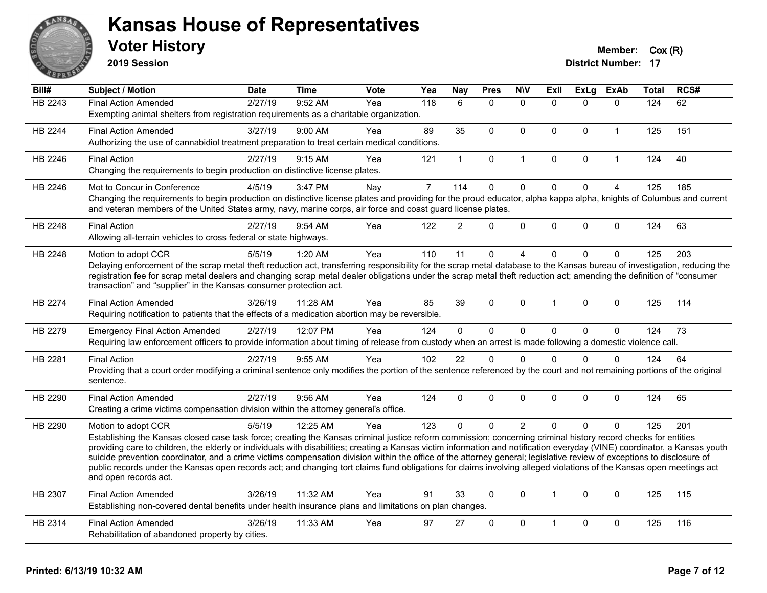# Kansas House of Representatives

## Voter History

**2019 Session**

**Member:** Cox (R)
**District Number:** 17

| Bill# | Subject / Motion | Date | Time | Vote | Yea | Nay | Pres | N\V | ExII | ExLg | ExAb | Total | RCS# |
|---|---|---|---|---|---|---|---|---|---|---|---|---|---|
| HB 2243 | Final Action Amended | 2/27/19 | 9:52 AM | Yea | 118 | 6 | 0 | 0 | 0 | 0 | 0 | 124 | 62 |
| | Exempting animal shelters from registration requirements as a charitable organization. | | | | | | | | | | | | |
| HB 2244 | Final Action Amended | 3/27/19 | 9:00 AM | Yea | 89 | 35 | 0 | 0 | 0 | 0 | 1 | 125 | 151 |
| | Authorizing the use of cannabidiol treatment preparation to treat certain medical conditions. | | | | | | | | | | | | |
| HB 2246 | Final Action | 2/27/19 | 9:15 AM | Yea | 121 | 1 | 0 | 1 | 0 | 0 | 1 | 124 | 40 |
| | Changing the requirements to begin production on distinctive license plates. | | | | | | | | | | | | |
| HB 2246 | Mot to Concur in Conference | 4/5/19 | 3:47 PM | Nay | 7 | 114 | 0 | 0 | 0 | 0 | 4 | 125 | 185 |
| | Changing the requirements to begin production on distinctive license plates and providing for the proud educator, alpha kappa alpha, knights of Columbus and current and veteran members of the United States army, navy, marine corps, air force and coast guard license plates. | | | | | | | | | | | | |
| HB 2248 | Final Action | 2/27/19 | 9:54 AM | Yea | 122 | 2 | 0 | 0 | 0 | 0 | 0 | 124 | 63 |
| | Allowing all-terrain vehicles to cross federal or state highways. | | | | | | | | | | | | |
| HB 2248 | Motion to adopt CCR | 5/5/19 | 1:20 AM | Yea | 110 | 11 | 0 | 4 | 0 | 0 | 0 | 125 | 203 |
| | Delaying enforcement of the scrap metal theft reduction act, transferring responsibility for the scrap metal database to the Kansas bureau of investigation, reducing the registration fee for scrap metal dealers and changing scrap metal dealer obligations under the scrap metal theft reduction act; amending the definition of "consumer transaction" and "supplier" in the Kansas consumer protection act. | | | | | | | | | | | | |
| HB 2274 | Final Action Amended | 3/26/19 | 11:28 AM | Yea | 85 | 39 | 0 | 0 | 1 | 0 | 0 | 125 | 114 |
| | Requiring notification to patients that the effects of a medication abortion may be reversible. | | | | | | | | | | | | |
| HB 2279 | Emergency Final Action Amended | 2/27/19 | 12:07 PM | Yea | 124 | 0 | 0 | 0 | 0 | 0 | 0 | 124 | 73 |
| | Requiring law enforcement officers to provide information about timing of release from custody when an arrest is made following a domestic violence call. | | | | | | | | | | | | |
| HB 2281 | Final Action | 2/27/19 | 9:55 AM | Yea | 102 | 22 | 0 | 0 | 0 | 0 | 0 | 124 | 64 |
| | Providing that a court order modifying a criminal sentence only modifies the portion of the sentence referenced by the court and not remaining portions of the original sentence. | | | | | | | | | | | | |
| HB 2290 | Final Action Amended | 2/27/19 | 9:56 AM | Yea | 124 | 0 | 0 | 0 | 0 | 0 | 0 | 124 | 65 |
| | Creating a crime victims compensation division within the attorney general's office. | | | | | | | | | | | | |
| HB 2290 | Motion to adopt CCR | 5/5/19 | 12:25 AM | Yea | 123 | 0 | 0 | 2 | 0 | 0 | 0 | 125 | 201 |
| | Establishing the Kansas closed case task force; creating the Kansas criminal justice reform commission; concerning criminal history record checks for entities providing care to children, the elderly or individuals with disabilities; creating a Kansas victim information and notification everyday (VINE) coordinator, a Kansas youth suicide prevention coordinator, and a crime victims compensation division within the office of the attorney general; legislative review of exceptions to disclosure of public records under the Kansas open records act; and changing tort claims fund obligations for claims involving alleged violations of the Kansas open meetings act and open records act. | | | | | | | | | | | | |
| HB 2307 | Final Action Amended | 3/26/19 | 11:32 AM | Yea | 91 | 33 | 0 | 0 | 1 | 0 | 0 | 125 | 115 |
| | Establishing non-covered dental benefits under health insurance plans and limitations on plan changes. | | | | | | | | | | | | |
| HB 2314 | Final Action Amended | 3/26/19 | 11:33 AM | Yea | 97 | 27 | 0 | 0 | 1 | 0 | 0 | 125 | 116 |
| | Rehabilitation of abandoned property by cities. | | | | | | | | | | | | |

**Printed: 6/13/19 10:32 AM**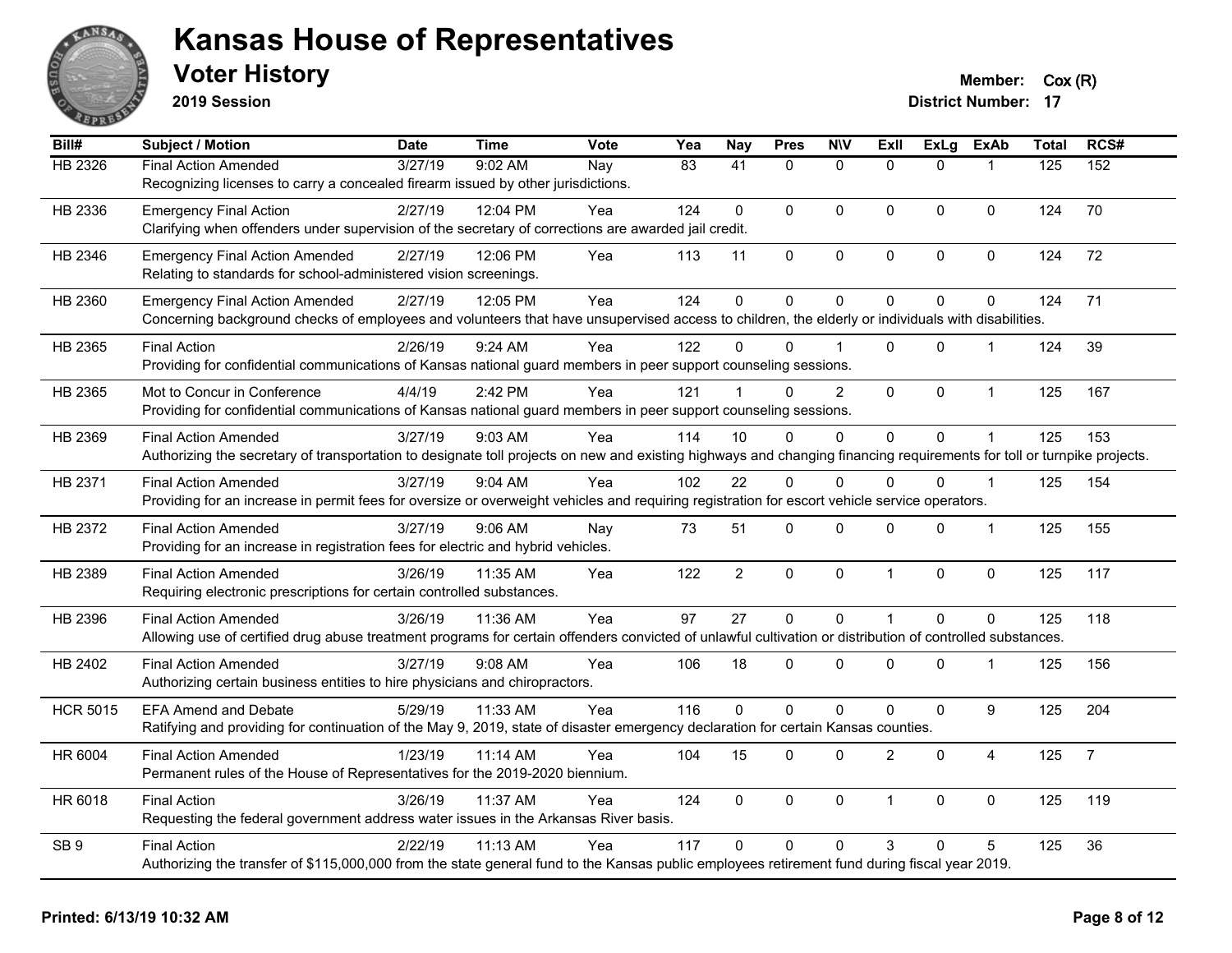# Kansas House of Representatives

## Voter History

**2019 Session**

**Member:** Cox (R)

**District Number:** 17

| Bill# | Subject / Motion | Date | Time | Vote | Yea | Nay | Pres | N\V | ExII | ExLg | ExAb | Total | RCS# |
|---|---|---|---|---|---|---|---|---|---|---|---|---|---|
| HB 2326 | Final Action Amended | 3/27/19 | 9:02 AM | Nay | 83 | 41 | 0 | 0 | 0 | 0 | 1 | 125 | 152 |
| | Recognizing licenses to carry a concealed firearm issued by other jurisdictions. | | | | | | | | | | | | |
| HB 2336 | Emergency Final Action | 2/27/19 | 12:04 PM | Yea | 124 | 0 | 0 | 0 | 0 | 0 | 0 | 124 | 70 |
| | Clarifying when offenders under supervision of the secretary of corrections are awarded jail credit. | | | | | | | | | | | | |
| HB 2346 | Emergency Final Action Amended | 2/27/19 | 12:06 PM | Yea | 113 | 11 | 0 | 0 | 0 | 0 | 0 | 124 | 72 |
| | Relating to standards for school-administered vision screenings. | | | | | | | | | | | | |
| HB 2360 | Emergency Final Action Amended | 2/27/19 | 12:05 PM | Yea | 124 | 0 | 0 | 0 | 0 | 0 | 0 | 124 | 71 |
| | Concerning background checks of employees and volunteers that have unsupervised access to children, the elderly or individuals with disabilities. | | | | | | | | | | | | |
| HB 2365 | Final Action | 2/26/19 | 9:24 AM | Yea | 122 | 0 | 0 | 1 | 0 | 0 | 1 | 124 | 39 |
| | Providing for confidential communications of Kansas national guard members in peer support counseling sessions. | | | | | | | | | | | | |
| HB 2365 | Mot to Concur in Conference | 4/4/19 | 2:42 PM | Yea | 121 | 1 | 0 | 2 | 0 | 0 | 1 | 125 | 167 |
| | Providing for confidential communications of Kansas national guard members in peer support counseling sessions. | | | | | | | | | | | | |
| HB 2369 | Final Action Amended | 3/27/19 | 9:03 AM | Yea | 114 | 10 | 0 | 0 | 0 | 0 | 1 | 125 | 153 |
| | Authorizing the secretary of transportation to designate toll projects on new and existing highways and changing financing requirements for toll or turnpike projects. | | | | | | | | | | | | |
| HB 2371 | Final Action Amended | 3/27/19 | 9:04 AM | Yea | 102 | 22 | 0 | 0 | 0 | 0 | 1 | 125 | 154 |
| | Providing for an increase in permit fees for oversize or overweight vehicles and requiring registration for escort vehicle service operators. | | | | | | | | | | | | |
| HB 2372 | Final Action Amended | 3/27/19 | 9:06 AM | Nay | 73 | 51 | 0 | 0 | 0 | 0 | 1 | 125 | 155 |
| | Providing for an increase in registration fees for electric and hybrid vehicles. | | | | | | | | | | | | |
| HB 2389 | Final Action Amended | 3/26/19 | 11:35 AM | Yea | 122 | 2 | 0 | 0 | 1 | 0 | 0 | 125 | 117 |
| | Requiring electronic prescriptions for certain controlled substances. | | | | | | | | | | | | |
| HB 2396 | Final Action Amended | 3/26/19 | 11:36 AM | Yea | 97 | 27 | 0 | 0 | 1 | 0 | 0 | 125 | 118 |
| | Allowing use of certified drug abuse treatment programs for certain offenders convicted of unlawful cultivation or distribution of controlled substances. | | | | | | | | | | | | |
| HB 2402 | Final Action Amended | 3/27/19 | 9:08 AM | Yea | 106 | 18 | 0 | 0 | 0 | 0 | 1 | 125 | 156 |
| | Authorizing certain business entities to hire physicians and chiropractors. | | | | | | | | | | | | |
| HCR 5015 | EFA Amend and Debate | 5/29/19 | 11:33 AM | Yea | 116 | 0 | 0 | 0 | 0 | 0 | 9 | 125 | 204 |
| | Ratifying and providing for continuation of the May 9, 2019, state of disaster emergency declaration for certain Kansas counties. | | | | | | | | | | | | |
| HR 6004 | Final Action Amended | 1/23/19 | 11:14 AM | Yea | 104 | 15 | 0 | 0 | 2 | 0 | 4 | 125 | 7 |
| | Permanent rules of the House of Representatives for the 2019-2020 biennium. | | | | | | | | | | | | |
| HR 6018 | Final Action | 3/26/19 | 11:37 AM | Yea | 124 | 0 | 0 | 0 | 1 | 0 | 0 | 125 | 119 |
| | Requesting the federal government address water issues in the Arkansas River basis. | | | | | | | | | | | | |
| SB 9 | Final Action | 2/22/19 | 11:13 AM | Yea | 117 | 0 | 0 | 0 | 3 | 0 | 5 | 125 | 36 |
| | Authorizing the transfer of $115,000,000 from the state general fund to the Kansas public employees retirement fund during fiscal year 2019. | | | | | | | | | | | | |

**Printed: 6/13/19 10:32 AM**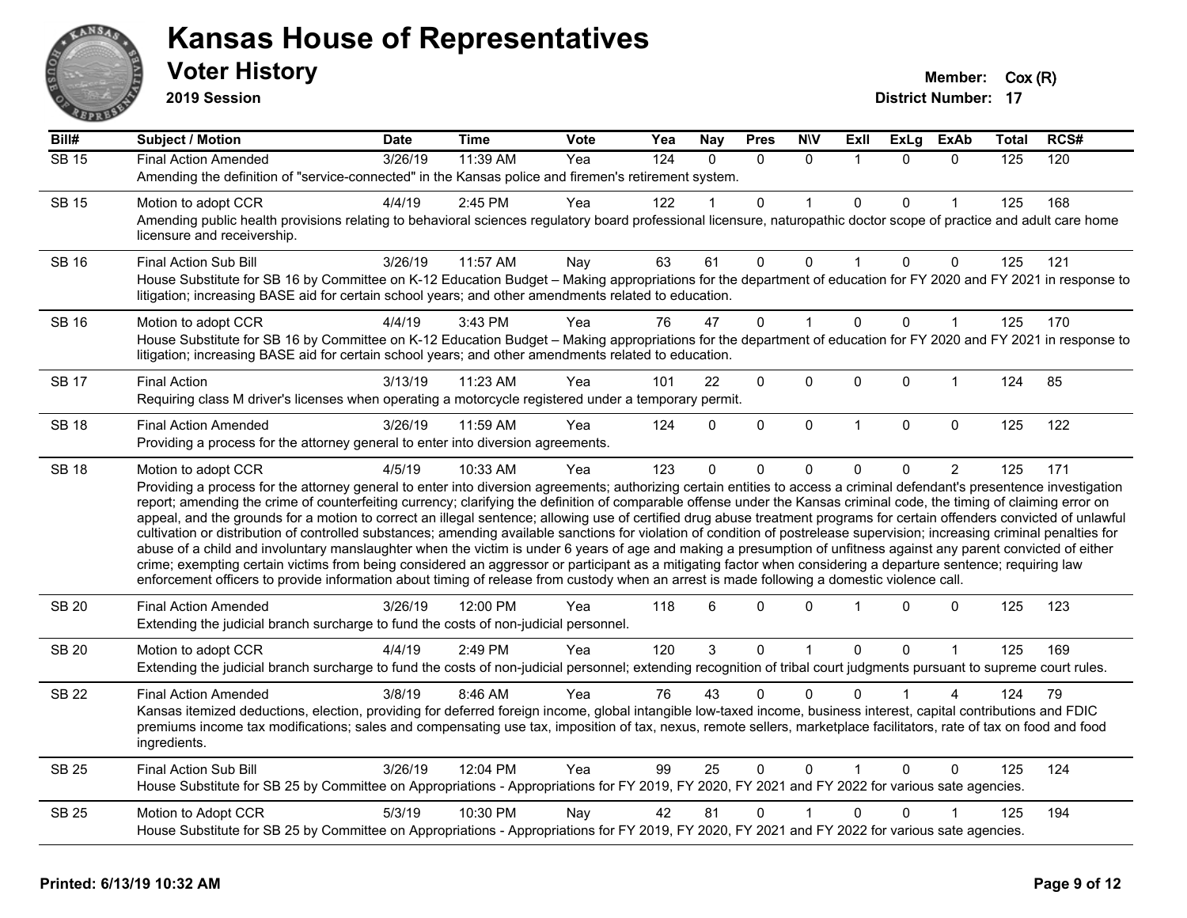# Kansas House of Representatives

## Voter History

**2019 Session**

**Member:** Cox (R)
**District Number:** 17

| Bill# | Subject / Motion | Date | Time | Vote | Yea | Nay | Pres | N\V | ExII | ExLg | ExAb | Total | RCS# |
|---|---|---|---|---|---|---|---|---|---|---|---|---|---|
| SB 15 | Final Action Amended | 3/26/19 | 11:39 AM | Yea | 124 | 0 | 0 | 0 | 1 | 0 | 0 | 125 | 120 |
| | Amending the definition of "service-connected" in the Kansas police and firemen's retirement system. | | | | | | | | | | | | |
| SB 15 | Motion to adopt CCR | 4/4/19 | 2:45 PM | Yea | 122 | 1 | 0 | 1 | 0 | 0 | 1 | 125 | 168 |
| | Amending public health provisions relating to behavioral sciences regulatory board professional licensure, naturopathic doctor scope of practice and adult care home licensure and receivership. | | | | | | | | | | | | |
| SB 16 | Final Action Sub Bill | 3/26/19 | 11:57 AM | Nay | 63 | 61 | 0 | 0 | 1 | 0 | 0 | 125 | 121 |
| | House Substitute for SB 16 by Committee on K-12 Education Budget – Making appropriations for the department of education for FY 2020 and FY 2021 in response to litigation; increasing BASE aid for certain school years; and other amendments related to education. | | | | | | | | | | | | |
| SB 16 | Motion to adopt CCR | 4/4/19 | 3:43 PM | Yea | 76 | 47 | 0 | 1 | 0 | 0 | 1 | 125 | 170 |
| | House Substitute for SB 16 by Committee on K-12 Education Budget – Making appropriations for the department of education for FY 2020 and FY 2021 in response to litigation; increasing BASE aid for certain school years; and other amendments related to education. | | | | | | | | | | | | |
| SB 17 | Final Action | 3/13/19 | 11:23 AM | Yea | 101 | 22 | 0 | 0 | 0 | 0 | 1 | 124 | 85 |
| | Requiring class M driver's licenses when operating a motorcycle registered under a temporary permit. | | | | | | | | | | | | |
| SB 18 | Final Action Amended | 3/26/19 | 11:59 AM | Yea | 124 | 0 | 0 | 0 | 1 | 0 | 0 | 125 | 122 |
| | Providing a process for the attorney general to enter into diversion agreements. | | | | | | | | | | | | |
| SB 18 | Motion to adopt CCR | 4/5/19 | 10:33 AM | Yea | 123 | 0 | 0 | 0 | 0 | 0 | 2 | 125 | 171 |
| | Providing a process for the attorney general to enter into diversion agreements; authorizing certain entities to access a criminal defendant's presentence investigation report; amending the crime of counterfeiting currency; clarifying the definition of comparable offense under the Kansas criminal code, the timing of claiming error on appeal, and the grounds for a motion to correct an illegal sentence; allowing use of certified drug abuse treatment programs for certain offenders convicted of unlawful cultivation or distribution of controlled substances; amending available sanctions for violation of condition of postrelease supervision; increasing criminal penalties for abuse of a child and involuntary manslaughter when the victim is under 6 years of age and making a presumption of unfitness against any parent convicted of either crime; exempting certain victims from being considered an aggressor or participant as a mitigating factor when considering a departure sentence; requiring law enforcement officers to provide information about timing of release from custody when an arrest is made following a domestic violence call. | | | | | | | | | | | | |
| SB 20 | Final Action Amended | 3/26/19 | 12:00 PM | Yea | 118 | 6 | 0 | 0 | 1 | 0 | 0 | 125 | 123 |
| | Extending the judicial branch surcharge to fund the costs of non-judicial personnel. | | | | | | | | | | | | |
| SB 20 | Motion to adopt CCR | 4/4/19 | 2:49 PM | Yea | 120 | 3 | 0 | 1 | 0 | 0 | 1 | 125 | 169 |
| | Extending the judicial branch surcharge to fund the costs of non-judicial personnel; extending recognition of tribal court judgments pursuant to supreme court rules. | | | | | | | | | | | | |
| SB 22 | Final Action Amended | 3/8/19 | 8:46 AM | Yea | 76 | 43 | 0 | 0 | 0 | 1 | 4 | 124 | 79 |
| | Kansas itemized deductions, election, providing for deferred foreign income, global intangible low-taxed income, business interest, capital contributions and FDIC premiums income tax modifications; sales and compensating use tax, imposition of tax, nexus, remote sellers, marketplace facilitators, rate of tax on food and food ingredients. | | | | | | | | | | | | |
| SB 25 | Final Action Sub Bill | 3/26/19 | 12:04 PM | Yea | 99 | 25 | 0 | 0 | 1 | 0 | 0 | 125 | 124 |
| | House Substitute for SB 25 by Committee on Appropriations - Appropriations for FY 2019, FY 2020, FY 2021 and FY 2022 for various sate agencies. | | | | | | | | | | | | |
| SB 25 | Motion to Adopt CCR | 5/3/19 | 10:30 PM | Nay | 42 | 81 | 0 | 1 | 0 | 0 | 1 | 125 | 194 |
| | House Substitute for SB 25 by Committee on Appropriations - Appropriations for FY 2019, FY 2020, FY 2021 and FY 2022 for various sate agencies. | | | | | | | | | | | | |

**Printed: 6/13/19 10:32 AM**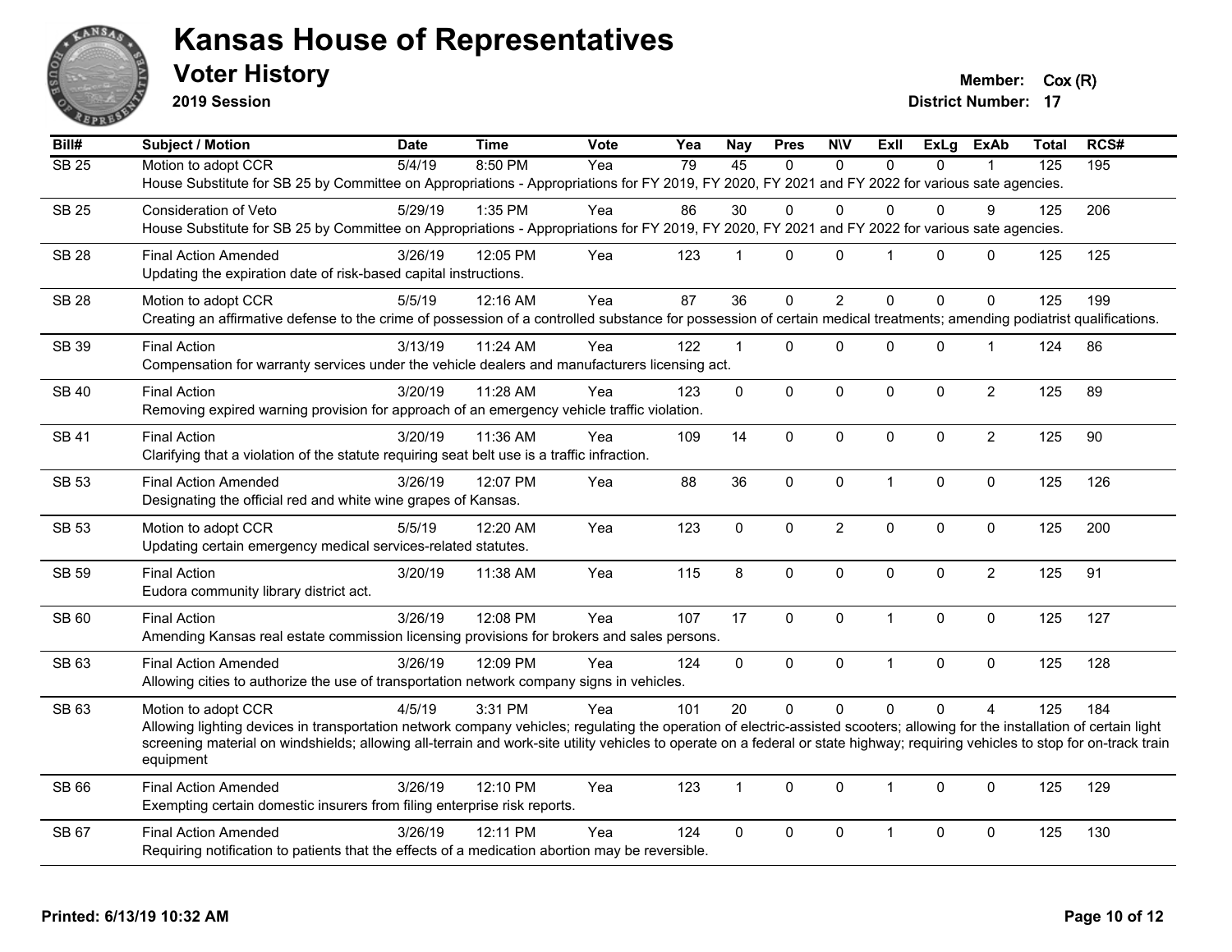# Kansas House of Representatives

## Voter History

**2019 Session**

**Member:** Cox (R)

**District Number:** 17

| Bill# | Subject / Motion | Date | Time | Vote | Yea | Nay | Pres | N\V | ExII | ExLg | ExAb | Total | RCS# |
|---|---|---|---|---|---|---|---|---|---|---|---|---|---|
| SB 25 | Motion to adopt CCR | 5/4/19 | 8:50 PM | Yea | 79 | 45 | 0 | 0 | 0 | 0 | 1 | 125 | 195 |
| | House Substitute for SB 25 by Committee on Appropriations - Appropriations for FY 2019, FY 2020, FY 2021 and FY 2022 for various sate agencies. | | | | | | | | | | | | |
| SB 25 | Consideration of Veto | 5/29/19 | 1:35 PM | Yea | 86 | 30 | 0 | 0 | 0 | 0 | 9 | 125 | 206 |
| | House Substitute for SB 25 by Committee on Appropriations - Appropriations for FY 2019, FY 2020, FY 2021 and FY 2022 for various sate agencies. | | | | | | | | | | | | |
| SB 28 | Final Action Amended | 3/26/19 | 12:05 PM | Yea | 123 | 1 | 0 | 0 | 1 | 0 | 0 | 125 | 125 |
| | Updating the expiration date of risk-based capital instructions. | | | | | | | | | | | | |
| SB 28 | Motion to adopt CCR | 5/5/19 | 12:16 AM | Yea | 87 | 36 | 0 | 2 | 0 | 0 | 0 | 125 | 199 |
| | Creating an affirmative defense to the crime of possession of a controlled substance for possession of certain medical treatments; amending podiatrist qualifications. | | | | | | | | | | | | |
| SB 39 | Final Action | 3/13/19 | 11:24 AM | Yea | 122 | 1 | 0 | 0 | 0 | 0 | 1 | 124 | 86 |
| | Compensation for warranty services under the vehicle dealers and manufacturers licensing act. | | | | | | | | | | | | |
| SB 40 | Final Action | 3/20/19 | 11:28 AM | Yea | 123 | 0 | 0 | 0 | 0 | 0 | 2 | 125 | 89 |
| | Removing expired warning provision for approach of an emergency vehicle traffic violation. | | | | | | | | | | | | |
| SB 41 | Final Action | 3/20/19 | 11:36 AM | Yea | 109 | 14 | 0 | 0 | 0 | 0 | 2 | 125 | 90 |
| | Clarifying that a violation of the statute requiring seat belt use is a traffic infraction. | | | | | | | | | | | | |
| SB 53 | Final Action Amended | 3/26/19 | 12:07 PM | Yea | 88 | 36 | 0 | 0 | 1 | 0 | 0 | 125 | 126 |
| | Designating the official red and white wine grapes of Kansas. | | | | | | | | | | | | |
| SB 53 | Motion to adopt CCR | 5/5/19 | 12:20 AM | Yea | 123 | 0 | 0 | 2 | 0 | 0 | 0 | 125 | 200 |
| | Updating certain emergency medical services-related statutes. | | | | | | | | | | | | |
| SB 59 | Final Action | 3/20/19 | 11:38 AM | Yea | 115 | 8 | 0 | 0 | 0 | 0 | 2 | 125 | 91 |
| | Eudora community library district act. | | | | | | | | | | | | |
| SB 60 | Final Action | 3/26/19 | 12:08 PM | Yea | 107 | 17 | 0 | 0 | 1 | 0 | 0 | 125 | 127 |
| | Amending Kansas real estate commission licensing provisions for brokers and sales persons. | | | | | | | | | | | | |
| SB 63 | Final Action Amended | 3/26/19 | 12:09 PM | Yea | 124 | 0 | 0 | 0 | 1 | 0 | 0 | 125 | 128 |
| | Allowing cities to authorize the use of transportation network company signs in vehicles. | | | | | | | | | | | | |
| SB 63 | Motion to adopt CCR | 4/5/19 | 3:31 PM | Yea | 101 | 20 | 0 | 0 | 0 | 0 | 4 | 125 | 184 |
| | Allowing lighting devices in transportation network company vehicles; regulating the operation of electric-assisted scooters; allowing for the installation of certain light screening material on windshields; allowing all-terrain and work-site utility vehicles to operate on a federal or state highway; requiring vehicles to stop for on-track train equipment | | | | | | | | | | | | |
| SB 66 | Final Action Amended | 3/26/19 | 12:10 PM | Yea | 123 | 1 | 0 | 0 | 1 | 0 | 0 | 125 | 129 |
| | Exempting certain domestic insurers from filing enterprise risk reports. | | | | | | | | | | | | |
| SB 67 | Final Action Amended | 3/26/19 | 12:11 PM | Yea | 124 | 0 | 0 | 0 | 1 | 0 | 0 | 125 | 130 |
| | Requiring notification to patients that the effects of a medication abortion may be reversible. | | | | | | | | | | | | |

**Printed: 6/13/19 10:32 AM**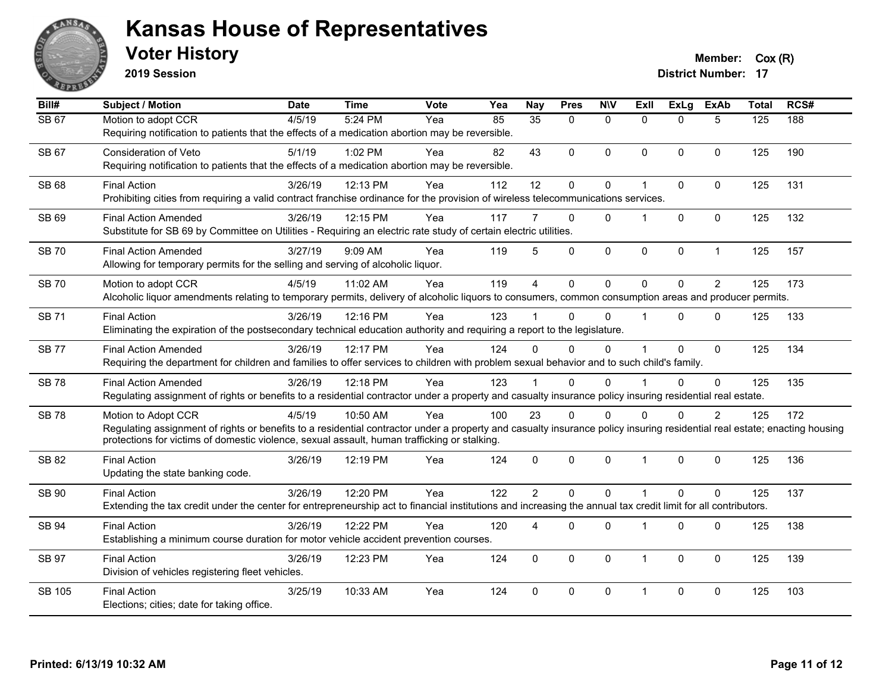# Kansas House of Representatives

## Voter History

**2019 Session**

**Member:** Cox (R)
**District Number:** 17

| Bill# | Subject / Motion | Date | Time | Vote | Yea | Nay | Pres | N\V | ExII | ExLg | ExAb | Total | RCS# |
|---|---|---|---|---|---|---|---|---|---|---|---|---|---|
| SB 67 | Motion to adopt CCR | 4/5/19 | 5:24 PM | Yea | 85 | 35 | 0 | 0 | 0 | 0 | 5 | 125 | 188 |
| | Requiring notification to patients that the effects of a medication abortion may be reversible. | | | | | | | | | | | | |
| SB 67 | Consideration of Veto | 5/1/19 | 1:02 PM | Yea | 82 | 43 | 0 | 0 | 0 | 0 | 0 | 125 | 190 |
| | Requiring notification to patients that the effects of a medication abortion may be reversible. | | | | | | | | | | | | |
| SB 68 | Final Action | 3/26/19 | 12:13 PM | Yea | 112 | 12 | 0 | 0 | 1 | 0 | 0 | 125 | 131 |
| | Prohibiting cities from requiring a valid contract franchise ordinance for the provision of wireless telecommunications services. | | | | | | | | | | | | |
| SB 69 | Final Action Amended | 3/26/19 | 12:15 PM | Yea | 117 | 7 | 0 | 0 | 1 | 0 | 0 | 125 | 132 |
| | Substitute for SB 69 by Committee on Utilities - Requiring an electric rate study of certain electric utilities. | | | | | | | | | | | | |
| SB 70 | Final Action Amended | 3/27/19 | 9:09 AM | Yea | 119 | 5 | 0 | 0 | 0 | 0 | 1 | 125 | 157 |
| | Allowing for temporary permits for the selling and serving of alcoholic liquor. | | | | | | | | | | | | |
| SB 70 | Motion to adopt CCR | 4/5/19 | 11:02 AM | Yea | 119 | 4 | 0 | 0 | 0 | 0 | 2 | 125 | 173 |
| | Alcoholic liquor amendments relating to temporary permits, delivery of alcoholic liquors to consumers, common consumption areas and producer permits. | | | | | | | | | | | | |
| SB 71 | Final Action | 3/26/19 | 12:16 PM | Yea | 123 | 1 | 0 | 0 | 1 | 0 | 0 | 125 | 133 |
| | Eliminating the expiration of the postsecondary technical education authority and requiring a report to the legislature. | | | | | | | | | | | | |
| SB 77 | Final Action Amended | 3/26/19 | 12:17 PM | Yea | 124 | 0 | 0 | 0 | 1 | 0 | 0 | 125 | 134 |
| | Requiring the department for children and families to offer services to children with problem sexual behavior and to such child's family. | | | | | | | | | | | | |
| SB 78 | Final Action Amended | 3/26/19 | 12:18 PM | Yea | 123 | 1 | 0 | 0 | 1 | 0 | 0 | 125 | 135 |
| | Regulating assignment of rights or benefits to a residential contractor under a property and casualty insurance policy insuring residential real estate. | | | | | | | | | | | | |
| SB 78 | Motion to Adopt CCR | 4/5/19 | 10:50 AM | Yea | 100 | 23 | 0 | 0 | 0 | 0 | 2 | 125 | 172 |
| | Regulating assignment of rights or benefits to a residential contractor under a property and casualty insurance policy insuring residential real estate; enacting housing protections for victims of domestic violence, sexual assault, human trafficking or stalking. | | | | | | | | | | | | |
| SB 82 | Final Action | 3/26/19 | 12:19 PM | Yea | 124 | 0 | 0 | 0 | 1 | 0 | 0 | 125 | 136 |
| | Updating the state banking code. | | | | | | | | | | | | |
| SB 90 | Final Action | 3/26/19 | 12:20 PM | Yea | 122 | 2 | 0 | 0 | 1 | 0 | 0 | 125 | 137 |
| | Extending the tax credit under the center for entrepreneurship act to financial institutions and increasing the annual tax credit limit for all contributors. | | | | | | | | | | | | |
| SB 94 | Final Action | 3/26/19 | 12:22 PM | Yea | 120 | 4 | 0 | 0 | 1 | 0 | 0 | 125 | 138 |
| | Establishing a minimum course duration for motor vehicle accident prevention courses. | | | | | | | | | | | | |
| SB 97 | Final Action | 3/26/19 | 12:23 PM | Yea | 124 | 0 | 0 | 0 | 1 | 0 | 0 | 125 | 139 |
| | Division of vehicles registering fleet vehicles. | | | | | | | | | | | | |
| SB 105 | Final Action | 3/25/19 | 10:33 AM | Yea | 124 | 0 | 0 | 0 | 1 | 0 | 0 | 125 | 103 |
| | Elections; cities; date for taking office. | | | | | | | | | | | | |

**Printed: 6/13/19 10:32 AM**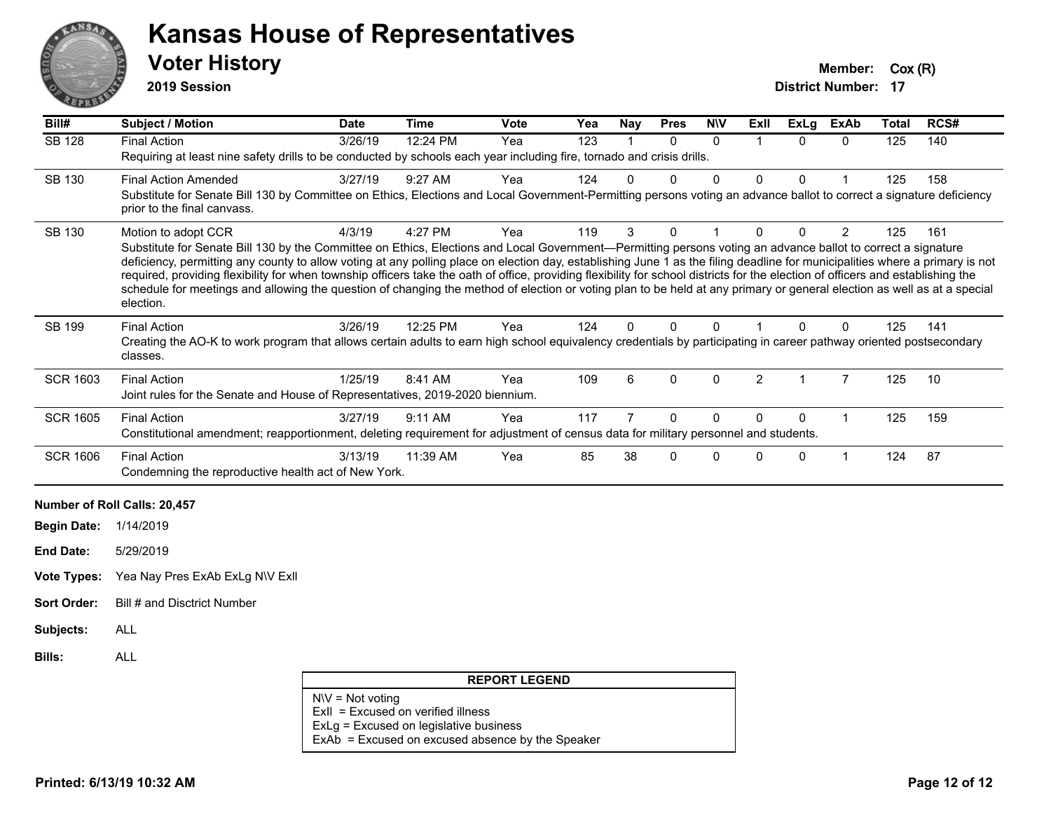# Kansas House of Representatives

## Voter History

**2019 Session**

**Member:** Cox (R)
**District Number:** 17

| Bill# | Subject / Motion | Date | Time | Vote | Yea | Nay | Pres | N\V | ExII | ExLg | ExAb | Total | RCS# |
|---|---|---|---|---|---|---|---|---|---|---|---|---|---|
| SB 128 | Final Action | 3/26/19 | 12:24 PM | Yea | 123 | 1 | 0 | 0 | 1 | 0 | 0 | 125 | 140 |
| | Requiring at least nine safety drills to be conducted by schools each year including fire, tornado and crisis drills. | | | | | | | | | | | | |
| SB 130 | Final Action Amended | 3/27/19 | 9:27 AM | Yea | 124 | 0 | 0 | 0 | 0 | 0 | 1 | 125 | 158 |
| | Substitute for Senate Bill 130 by Committee on Ethics, Elections and Local Government-Permitting persons voting an advance ballot to correct a signature deficiency prior to the final canvass. | | | | | | | | | | | | |
| SB 130 | Motion to adopt CCR | 4/3/19 | 4:27 PM | Yea | 119 | 3 | 0 | 1 | 0 | 0 | 2 | 125 | 161 |
| | Substitute for Senate Bill 130 by the Committee on Ethics, Elections and Local Government—Permitting persons voting an advance ballot to correct a signature deficiency, permitting any county to allow voting at any polling place on election day, establishing June 1 as the filing deadline for municipalities where a primary is not required, providing flexibility for when township officers take the oath of office, providing flexibility for school districts for the election of officers and establishing the schedule for meetings and allowing the question of changing the method of election or voting plan to be held at any primary or general election as well as at a special election. | | | | | | | | | | | | |
| SB 199 | Final Action | 3/26/19 | 12:25 PM | Yea | 124 | 0 | 0 | 0 | 1 | 0 | 0 | 125 | 141 |
| | Creating the AO-K to work program that allows certain adults to earn high school equivalency credentials by participating in career pathway oriented postsecondary classes. | | | | | | | | | | | | |
| SCR 1603 | Final Action | 1/25/19 | 8:41 AM | Yea | 109 | 6 | 0 | 0 | 2 | 1 | 7 | 125 | 10 |
| | Joint rules for the Senate and House of Representatives, 2019-2020 biennium. | | | | | | | | | | | | |
| SCR 1605 | Final Action | 3/27/19 | 9:11 AM | Yea | 117 | 7 | 0 | 0 | 0 | 0 | 1 | 125 | 159 |
| | Constitutional amendment; reapportionment, deleting requirement for adjustment of census data for military personnel and students. | | | | | | | | | | | | |
| SCR 1606 | Final Action | 3/13/19 | 11:39 AM | Yea | 85 | 38 | 0 | 0 | 0 | 0 | 1 | 124 | 87 |
| | Condemning the reproductive health act of New York. | | | | | | | | | | | | |

**Number of Roll Calls: 20,457**

**Begin Date:** 1/14/2019

**End Date:** 5/29/2019

**Vote Types:** Yea Nay Pres ExAb ExLg N\V ExII

**Sort Order:** Bill # and Disctrict Number

**Subjects:** ALL

**Bills:** ALL

**REPORT LEGEND**

N\V = Not voting
ExII = Excused on verified illness
ExLg = Excused on legislative business
ExAb = Excused on excused absence by the Speaker

**Printed: 6/13/19 10:32 AM**